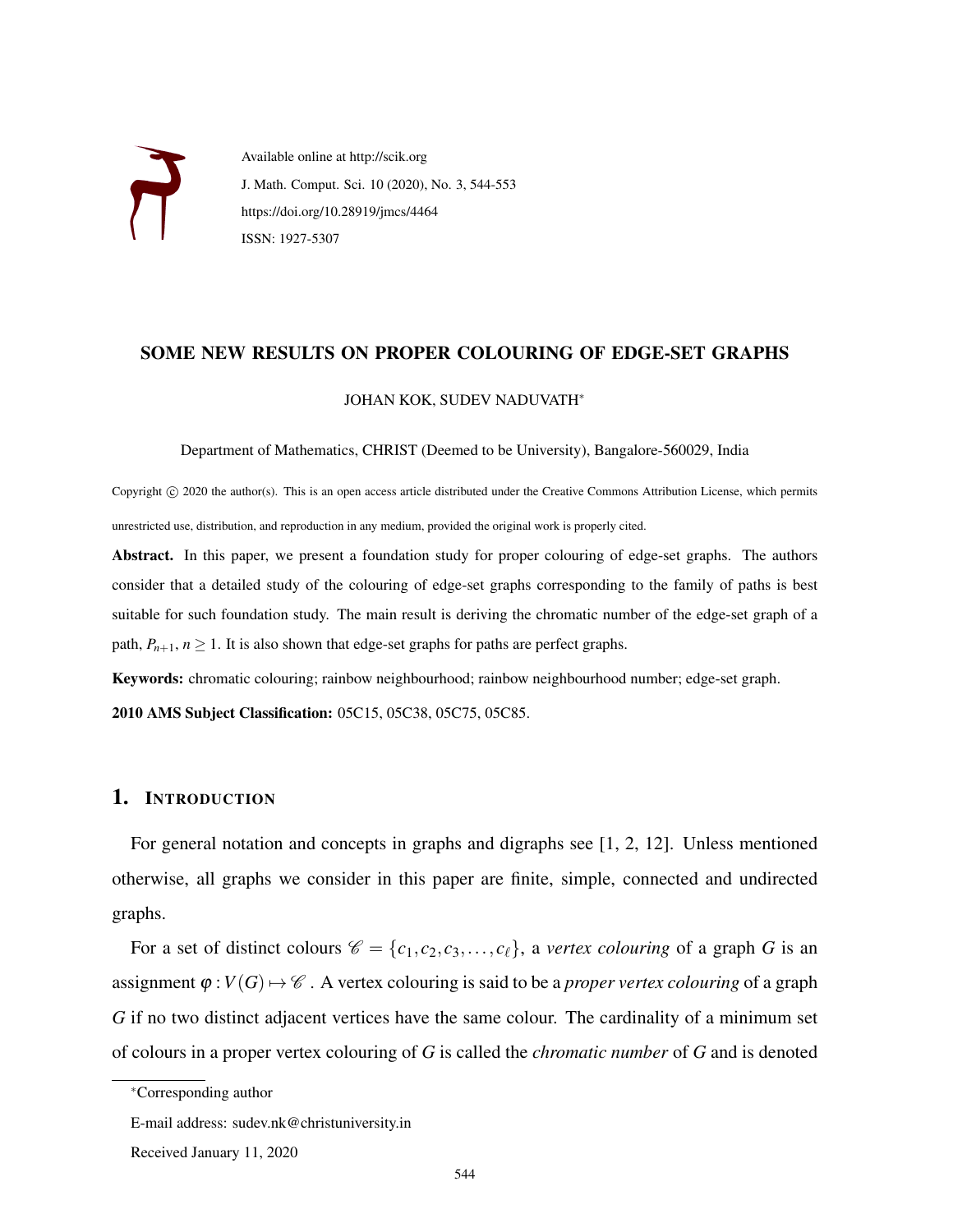Available online at http://scik.org

J. Math. Comput. Sci. 10 (2020), No. 3, 544-553

https://doi.org/10.28919/jmcs/4464

ISSN: 1927-5307

# SOME NEW RESULTS ON PROPER COLOURING OF EDGE-SET GRAPHS

JOHAN KOK, SUDEV NADUVATH*

Department of Mathematics, CHRIST (Deemed to be University), Bangalore-560029, India

Copyright © 2020 the author(s). This is an open access article distributed under the Creative Commons Attribution License, which permits unrestricted use, distribution, and reproduction in any medium, provided the original work is properly cited.

**Abstract.** In this paper, we present a foundation study for proper colouring of edge-set graphs. The authors consider that a detailed study of the colouring of edge-set graphs corresponding to the family of paths is best suitable for such foundation study. The main result is deriving the chromatic number of the edge-set graph of a path, $P_{n+1}$, $n \geq 1$. It is also shown that edge-set graphs for paths are perfect graphs.

**Keywords:** chromatic colouring; rainbow neighbourhood; rainbow neighbourhood number; edge-set graph.

**2010 AMS Subject Classification:** 05C15, 05C38, 05C75, 05C85.

## 1. Introduction

For general notation and concepts in graphs and digraphs see [1, 2, 12]. Unless mentioned otherwise, all graphs we consider in this paper are finite, simple, connected and undirected graphs.

For a set of distinct colours $\mathscr{C} = \{c_1, c_2, c_3, \ldots, c_\ell\}$, a *vertex colouring* of a graph $G$ is an assignment $\varphi : V(G) \mapsto \mathscr{C}$. A vertex colouring is said to be a *proper vertex colouring* of a graph $G$ if no two distinct adjacent vertices have the same colour. The cardinality of a minimum set of colours in a proper vertex colouring of $G$ is called the *chromatic number* of $G$ and is denoted

*Corresponding author

E-mail address: sudev.nk@christuniversity.in

Received January 11, 2020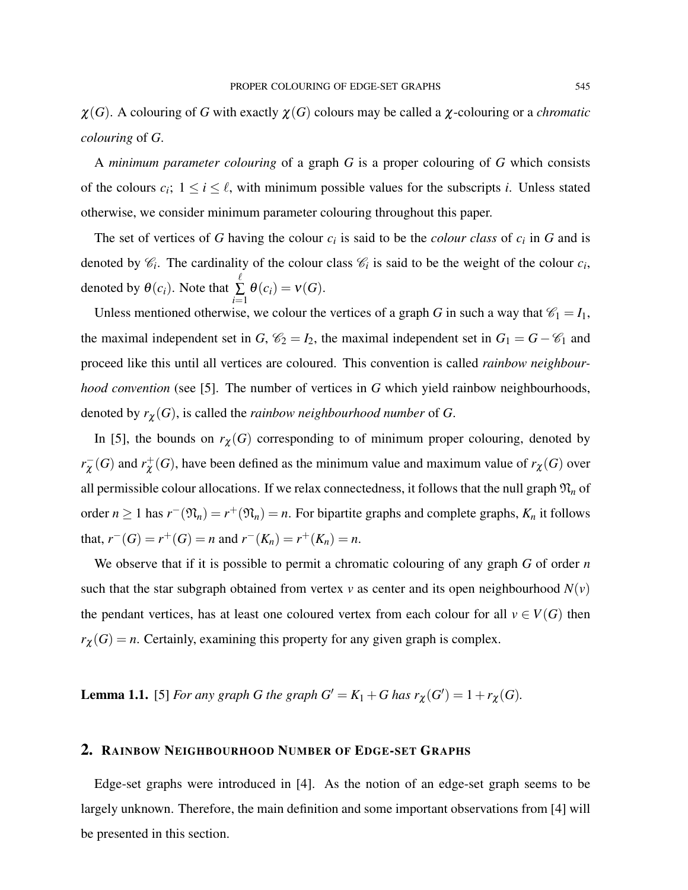$\chi(G)$. A colouring of $G$ with exactly $\chi(G)$ colours may be called a $\chi$-colouring or a *chromatic colouring* of $G$.

A *minimum parameter colouring* of a graph $G$ is a proper colouring of $G$ which consists of the colours $c_i$; $1 \leq i \leq \ell$, with minimum possible values for the subscripts $i$. Unless stated otherwise, we consider minimum parameter colouring throughout this paper.

The set of vertices of $G$ having the colour $c_i$ is said to be the *colour class* of $c_i$ in $G$ and is denoted by $\mathscr{C}_i$. The cardinality of the colour class $\mathscr{C}_i$ is said to be the weight of the colour $c_i$, denoted by $\theta(c_i)$. Note that $\sum\limits_{i=1}^{\ell} \theta(c_i) = \nu(G)$.

Unless mentioned otherwise, we colour the vertices of a graph $G$ in such a way that $\mathscr{C}_1 = I_1$, the maximal independent set in $G$, $\mathscr{C}_2 = I_2$, the maximal independent set in $G_1 = G - \mathscr{C}_1$ and proceed like this until all vertices are coloured. This convention is called *rainbow neighbourhood convention* (see [5]. The number of vertices in $G$ which yield rainbow neighbourhoods, denoted by $r_\chi(G)$, is called the *rainbow neighbourhood number* of $G$.

In [5], the bounds on $r_\chi(G)$ corresponding to of minimum proper colouring, denoted by $r^-_\chi(G)$ and $r^+_\chi(G)$, have been defined as the minimum value and maximum value of $r_\chi(G)$ over all permissible colour allocations. If we relax connectedness, it follows that the null graph $\mathfrak{N}_n$ of order $n \geq 1$ has $r^-(\mathfrak{N}_n) = r^+(\mathfrak{N}_n) = n$. For bipartite graphs and complete graphs, $K_n$ it follows that, $r^-(G) = r^+(G) = n$ and $r^-(K_n) = r^+(K_n) = n$.

We observe that if it is possible to permit a chromatic colouring of any graph $G$ of order $n$ such that the star subgraph obtained from vertex $v$ as center and its open neighbourhood $N(v)$ the pendant vertices, has at least one coloured vertex from each colour for all $v \in V(G)$ then $r_\chi(G) = n$. Certainly, examining this property for any given graph is complex.

**Lemma 1.1.** [5] *For any graph $G$ the graph $G' = K_1 + G$ has $r_\chi(G') = 1 + r_\chi(G)$.*

## 2. Rainbow Neighbourhood Number of Edge-set Graphs

Edge-set graphs were introduced in [4]. As the notion of an edge-set graph seems to be largely unknown. Therefore, the main definition and some important observations from [4] will be presented in this section.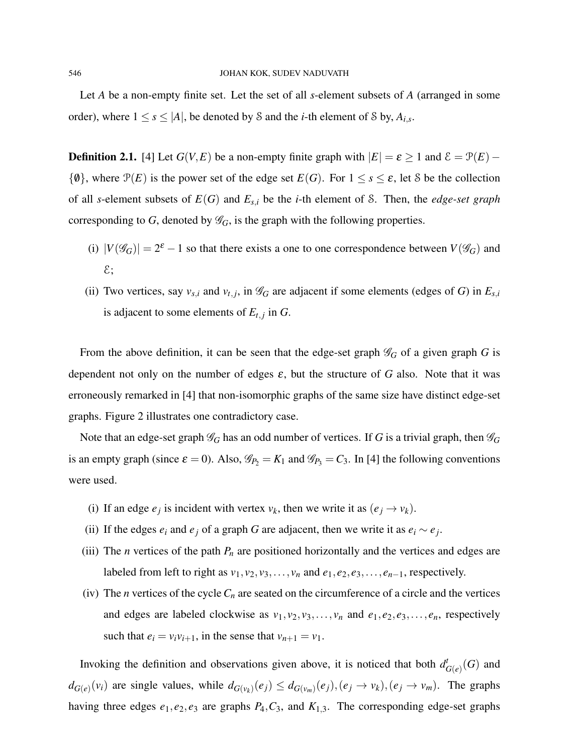Let $A$ be a non-empty finite set. Let the set of all $s$-element subsets of $A$ (arranged in some order), where $1 \leq s \leq |A|$, be denoted by $\mathcal{S}$ and the $i$-th element of $\mathcal{S}$ by, $A_{i,s}$.

**Definition 2.1.** [4] Let $G(V,E)$ be a non-empty finite graph with $|E| = \varepsilon \geq 1$ and $\mathcal{E} = \mathcal{P}(E) - \{\emptyset\}$, where $\mathcal{P}(E)$ is the power set of the edge set $E(G)$. For $1 \leq s \leq \varepsilon$, let $\mathcal{S}$ be the collection of all $s$-element subsets of $E(G)$ and $E_{s,i}$ be the $i$-th element of $\mathcal{S}$. Then, the *edge-set graph* corresponding to $G$, denoted by $\mathscr{G}_G$, is the graph with the following properties.

(i) $|V(\mathscr{G}_G)| = 2^{\varepsilon} - 1$ so that there exists a one to one correspondence between $V(\mathscr{G}_G)$ and $\mathcal{E}$;

(ii) Two vertices, say $v_{s,i}$ and $v_{t,j}$, in $\mathscr{G}_G$ are adjacent if some elements (edges of $G$) in $E_{s,i}$ is adjacent to some elements of $E_{t,j}$ in $G$.

From the above definition, it can be seen that the edge-set graph $\mathscr{G}_G$ of a given graph $G$ is dependent not only on the number of edges $\varepsilon$, but the structure of $G$ also. Note that it was erroneously remarked in [4] that non-isomorphic graphs of the same size have distinct edge-set graphs. Figure 2 illustrates one contradictory case.

Note that an edge-set graph $\mathscr{G}_G$ has an odd number of vertices. If $G$ is a trivial graph, then $\mathscr{G}_G$ is an empty graph (since $\varepsilon = 0$). Also, $\mathscr{G}_{P_2} = K_1$ and $\mathscr{G}_{P_3} = C_3$. In [4] the following conventions were used.

(i) If an edge $e_j$ is incident with vertex $v_k$, then we write it as $(e_j \to v_k)$.

(ii) If the edges $e_i$ and $e_j$ of a graph $G$ are adjacent, then we write it as $e_i \sim e_j$.

(iii) The $n$ vertices of the path $P_n$ are positioned horizontally and the vertices and edges are labeled from left to right as $v_1, v_2, v_3, \ldots, v_n$ and $e_1, e_2, e_3, \ldots, e_{n-1}$, respectively.

(iv) The $n$ vertices of the cycle $C_n$ are seated on the circumference of a circle and the vertices and edges are labeled clockwise as $v_1, v_2, v_3, \ldots, v_n$ and $e_1, e_2, e_3, \ldots, e_n$, respectively such that $e_i = v_i v_{i+1}$, in the sense that $v_{n+1} = v_1$.

Invoking the definition and observations given above, it is noticed that both $d^t_{G(e)}(G)$ and $d_{G(e)}(v_i)$ are single values, while $d_{G(v_k)}(e_j) \leq d_{G(v_m)}(e_j), (e_j \to v_k), (e_j \to v_m)$. The graphs having three edges $e_1, e_2, e_3$ are graphs $P_4, C_3$, and $K_{1,3}$. The corresponding edge-set graphs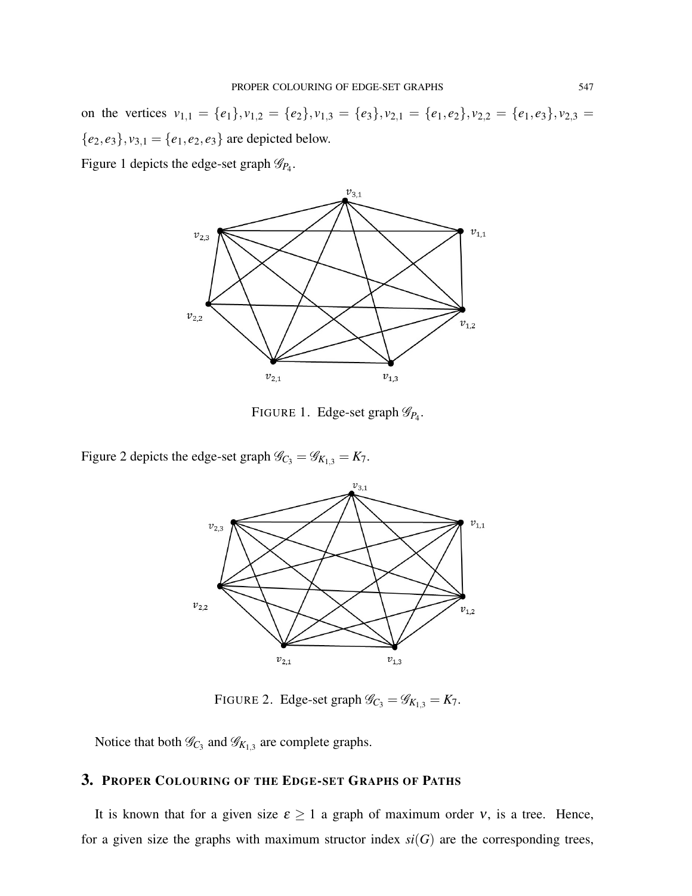on the vertices $v_{1,1} = \{e_1\}, v_{1,2} = \{e_2\}, v_{1,3} = \{e_3\}, v_{2,1} = \{e_1, e_2\}, v_{2,2} = \{e_1, e_3\}, v_{2,3} = \{e_2, e_3\}, v_{3,1} = \{e_1, e_2, e_3\}$ are depicted below.

Figure 1 depicts the edge-set graph $\mathscr{G}_{P_4}$.

FIGURE 1. Edge-set graph $\mathscr{G}_{P_4}$.

Figure 2 depicts the edge-set graph $\mathscr{G}_{C_3} = \mathscr{G}_{K_{1,3}} = K_7$.

FIGURE 2. Edge-set graph $\mathscr{G}_{C_3} = \mathscr{G}_{K_{1,3}} = K_7$.

Notice that both $\mathscr{G}_{C_3}$ and $\mathscr{G}_{K_{1,3}}$ are complete graphs.

## 3. Proper Colouring of the Edge-set Graphs of Paths

It is known that for a given size $\varepsilon \geq 1$ a graph of maximum order $\nu$, is a tree. Hence, for a given size the graphs with maximum structor index $si(G)$ are the corresponding trees,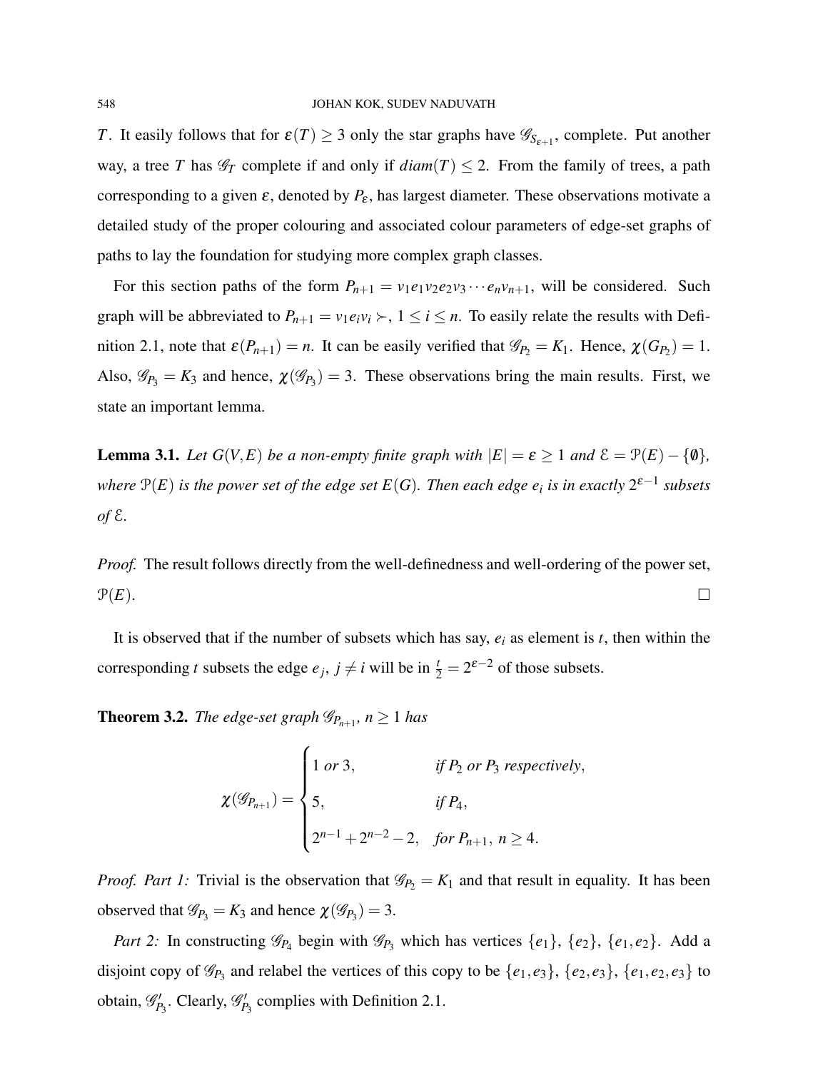$T$. It easily follows that for $\varepsilon(T) \geq 3$ only the star graphs have $\mathscr{G}_{S_{\varepsilon+1}}$, complete. Put another way, a tree $T$ has $\mathscr{G}_T$ complete if and only if $diam(T) \leq 2$. From the family of trees, a path corresponding to a given $\varepsilon$, denoted by $P_\varepsilon$, has largest diameter. These observations motivate a detailed study of the proper colouring and associated colour parameters of edge-set graphs of paths to lay the foundation for studying more complex graph classes.

For this section paths of the form $P_{n+1} = v_1e_1v_2e_2v_3\cdots e_nv_{n+1}$, will be considered. Such graph will be abbreviated to $P_{n+1} = v_1e_iv_i \succ$, $1 \leq i \leq n$. To easily relate the results with Definition 2.1, note that $\varepsilon(P_{n+1}) = n$. It can be easily verified that $\mathscr{G}_{P_2} = K_1$. Hence, $\chi(G_{P_2}) = 1$. Also, $\mathscr{G}_{P_3} = K_3$ and hence, $\chi(\mathscr{G}_{P_3}) = 3$. These observations bring the main results. First, we state an important lemma.

**Lemma 3.1.** *Let $G(V,E)$ be a non-empty finite graph with $|E| = \varepsilon \geq 1$ and $\mathcal{E} = \mathcal{P}(E) - \{\emptyset\}$, where $\mathcal{P}(E)$ is the power set of the edge set $E(G)$. Then each edge $e_i$ is in exactly $2^{\varepsilon-1}$ subsets of $\mathcal{E}$.*

*Proof.* The result follows directly from the well-definedness and well-ordering of the power set, $\mathcal{P}(E)$. □

It is observed that if the number of subsets which has say, $e_i$ as element is $t$, then within the corresponding $t$ subsets the edge $e_j$, $j \neq i$ will be in $\frac{t}{2} = 2^{\varepsilon-2}$ of those subsets.

**Theorem 3.2.** *The edge-set graph $\mathscr{G}_{P_{n+1}}$, $n \geq 1$ has*

$$\chi(\mathscr{G}_{P_{n+1}}) = \begin{cases} 1 \text{ or } 3, & \text{if } P_2 \text{ or } P_3 \text{ respectively}, \\ 5, & \text{if } P_4, \\ 2^{n-1} + 2^{n-2} - 2, & \text{for } P_{n+1},\ n \geq 4. \end{cases}$$

*Proof. Part 1:* Trivial is the observation that $\mathscr{G}_{P_2} = K_1$ and that result in equality. It has been observed that $\mathscr{G}_{P_3} = K_3$ and hence $\chi(\mathscr{G}_{P_3}) = 3$.

*Part 2:* In constructing $\mathscr{G}_{P_4}$ begin with $\mathscr{G}_{P_3}$ which has vertices $\{e_1\}$, $\{e_2\}$, $\{e_1, e_2\}$. Add a disjoint copy of $\mathscr{G}_{P_3}$ and relabel the vertices of this copy to be $\{e_1, e_3\}$, $\{e_2, e_3\}$, $\{e_1, e_2, e_3\}$ to obtain, $\mathscr{G}'_{P_3}$. Clearly, $\mathscr{G}'_{P_3}$ complies with Definition 2.1.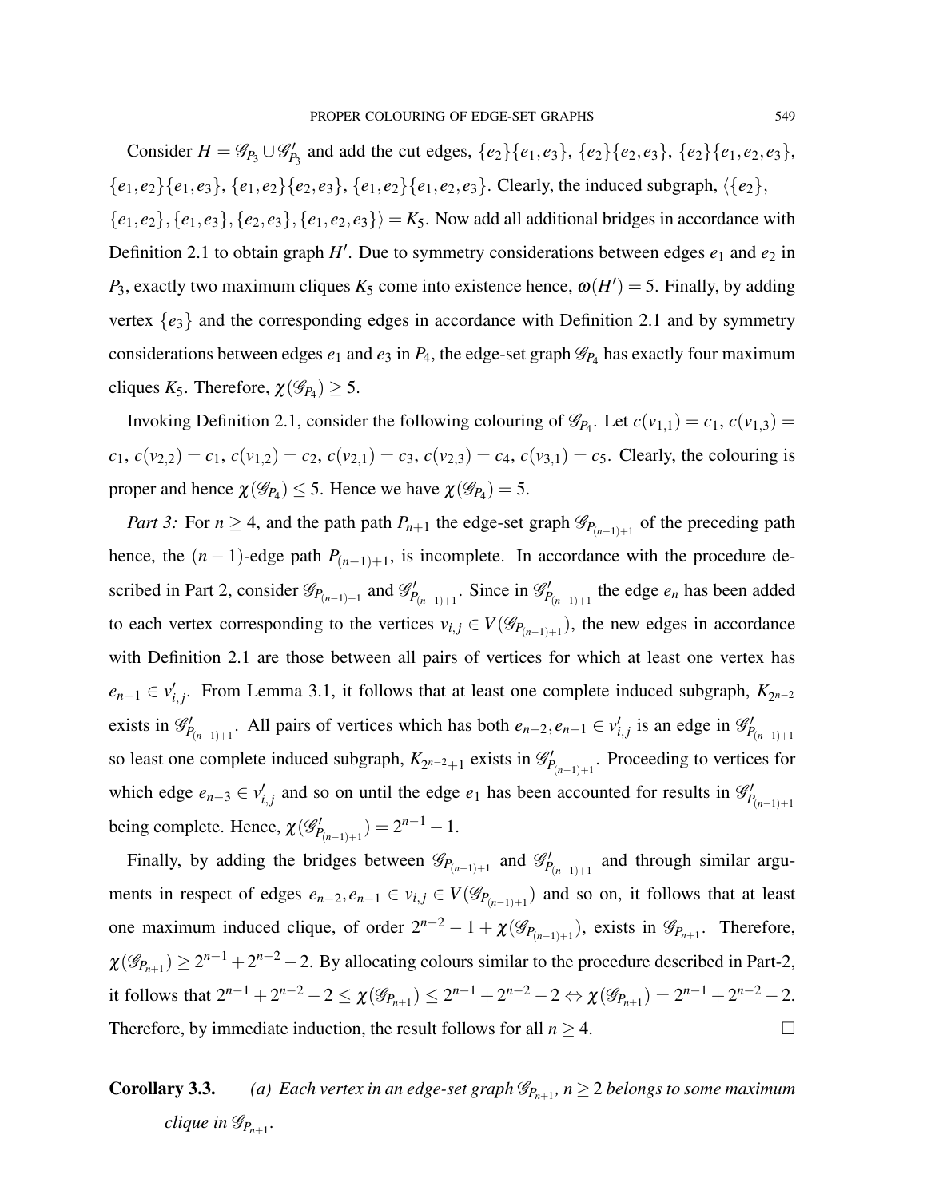Consider $H = \mathscr{G}_{P_3} \cup \mathscr{G}'_{P_3}$ and add the cut edges, $\{e_2\}\{e_1,e_3\}$, $\{e_2\}\{e_2,e_3\}$, $\{e_2\}\{e_1,e_2,e_3\}$, $\{e_1,e_2\}\{e_1,e_3\}$, $\{e_1,e_2\}\{e_2,e_3\}$, $\{e_1,e_2\}\{e_1,e_2,e_3\}$. Clearly, the induced subgraph, $\langle\{e_2\},$ $\{e_1,e_2\},\{e_1,e_3\},\{e_2,e_3\},\{e_1,e_2,e_3\}\rangle = K_5$. Now add all additional bridges in accordance with Definition 2.1 to obtain graph $H'$. Due to symmetry considerations between edges $e_1$ and $e_2$ in $P_3$, exactly two maximum cliques $K_5$ come into existence hence, $\omega(H') = 5$. Finally, by adding vertex $\{e_3\}$ and the corresponding edges in accordance with Definition 2.1 and by symmetry considerations between edges $e_1$ and $e_3$ in $P_4$, the edge-set graph $\mathscr{G}_{P_4}$ has exactly four maximum cliques $K_5$. Therefore, $\chi(\mathscr{G}_{P_4}) \geq 5$.

Invoking Definition 2.1, consider the following colouring of $\mathscr{G}_{P_4}$. Let $c(v_{1,1}) = c_1$, $c(v_{1,3}) = c_1$, $c(v_{2,2}) = c_1$, $c(v_{1,2}) = c_2$, $c(v_{2,1}) = c_3$, $c(v_{2,3}) = c_4$, $c(v_{3,1}) = c_5$. Clearly, the colouring is proper and hence $\chi(\mathscr{G}_{P_4}) \leq 5$. Hence we have $\chi(\mathscr{G}_{P_4}) = 5$.

*Part 3:* For $n \geq 4$, and the path path $P_{n+1}$ the edge-set graph $\mathscr{G}_{P_{(n-1)+1}}$ of the preceding path hence, the $(n-1)$-edge path $P_{(n-1)+1}$, is incomplete. In accordance with the procedure described in Part 2, consider $\mathscr{G}_{P_{(n-1)+1}}$ and $\mathscr{G}'_{P_{(n-1)+1}}$. Since in $\mathscr{G}'_{P_{(n-1)+1}}$ the edge $e_n$ has been added to each vertex corresponding to the vertices $v_{i,j} \in V(\mathscr{G}_{P_{(n-1)+1}})$, the new edges in accordance with Definition 2.1 are those between all pairs of vertices for which at least one vertex has $e_{n-1} \in v'_{i,j}$. From Lemma 3.1, it follows that at least one complete induced subgraph, $K_{2^{n-2}}$ exists in $\mathscr{G}'_{P_{(n-1)+1}}$. All pairs of vertices which has both $e_{n-2}, e_{n-1} \in v'_{i,j}$ is an edge in $\mathscr{G}'_{P_{(n-1)+1}}$ so least one complete induced subgraph, $K_{2^{n-2}+1}$ exists in $\mathscr{G}'_{P_{(n-1)+1}}$. Proceeding to vertices for which edge $e_{n-3} \in v'_{i,j}$ and so on until the edge $e_1$ has been accounted for results in $\mathscr{G}'_{P_{(n-1)+1}}$ being complete. Hence, $\chi(\mathscr{G}'_{P_{(n-1)+1}}) = 2^{n-1} - 1$.

Finally, by adding the bridges between $\mathscr{G}_{P_{(n-1)+1}}$ and $\mathscr{G}'_{P_{(n-1)+1}}$ and through similar arguments in respect of edges $e_{n-2}, e_{n-1} \in v_{i,j} \in V(\mathscr{G}_{P_{(n-1)+1}})$ and so on, it follows that at least one maximum induced clique, of order $2^{n-2} - 1 + \chi(\mathscr{G}_{P_{(n-1)+1}})$, exists in $\mathscr{G}_{P_{n+1}}$. Therefore, $\chi(\mathscr{G}_{P_{n+1}}) \geq 2^{n-1} + 2^{n-2} - 2$. By allocating colours similar to the procedure described in Part-2, it follows that $2^{n-1} + 2^{n-2} - 2 \leq \chi(\mathscr{G}_{P_{n+1}}) \leq 2^{n-1} + 2^{n-2} - 2 \Leftrightarrow \chi(\mathscr{G}_{P_{n+1}}) = 2^{n-1} + 2^{n-2} - 2$. Therefore, by immediate induction, the result follows for all $n \geq 4$. $\square$

**Corollary 3.3.** *(a) Each vertex in an edge-set graph $\mathscr{G}_{P_{n+1}}$, $n \geq 2$ belongs to some maximum clique in $\mathscr{G}_{P_{n+1}}$.*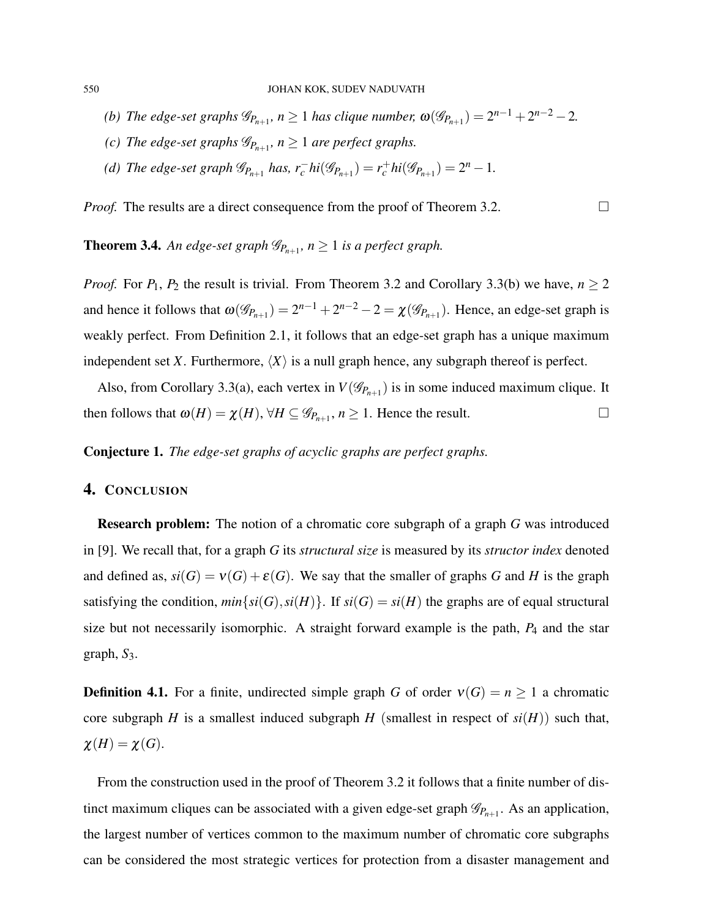(b) *The edge-set graphs $\mathscr{G}_{P_{n+1}}$, $n \geq 1$ has clique number, $\omega(\mathscr{G}_{P_{n+1}}) = 2^{n-1} + 2^{n-2} - 2$.*

(c) *The edge-set graphs $\mathscr{G}_{P_{n+1}}$, $n \geq 1$ are perfect graphs.*

(d) *The edge-set graph $\mathscr{G}_{P_{n+1}}$ has, $r_c^- hi(\mathscr{G}_{P_{n+1}}) = r_c^+ hi(\mathscr{G}_{P_{n+1}}) = 2^n - 1$.*

*Proof.* The results are a direct consequence from the proof of Theorem 3.2. □

**Theorem 3.4.** *An edge-set graph $\mathscr{G}_{P_{n+1}}$, $n \geq 1$ is a perfect graph.*

*Proof.* For $P_1$, $P_2$ the result is trivial. From Theorem 3.2 and Corollary 3.3(b) we have, $n \geq 2$ and hence it follows that $\omega(\mathscr{G}_{P_{n+1}}) = 2^{n-1} + 2^{n-2} - 2 = \chi(\mathscr{G}_{P_{n+1}})$. Hence, an edge-set graph is weakly perfect. From Definition 2.1, it follows that an edge-set graph has a unique maximum independent set $X$. Furthermore, $\langle X \rangle$ is a null graph hence, any subgraph thereof is perfect.

Also, from Corollary 3.3(a), each vertex in $V(\mathscr{G}_{P_{n+1}})$ is in some induced maximum clique. It then follows that $\omega(H) = \chi(H)$, $\forall H \subseteq \mathscr{G}_{P_{n+1}}$, $n \geq 1$. Hence the result. □

**Conjecture 1.** *The edge-set graphs of acyclic graphs are perfect graphs.*

## 4. Conclusion

**Research problem:** The notion of a chromatic core subgraph of a graph $G$ was introduced in [9]. We recall that, for a graph $G$ its *structural size* is measured by its *structor index* denoted and defined as, $si(G) = \nu(G) + \varepsilon(G)$. We say that the smaller of graphs $G$ and $H$ is the graph satisfying the condition, $min\{si(G), si(H)\}$. If $si(G) = si(H)$ the graphs are of equal structural size but not necessarily isomorphic. A straight forward example is the path, $P_4$ and the star graph, $S_3$.

**Definition 4.1.** For a finite, undirected simple graph $G$ of order $\nu(G) = n \geq 1$ a chromatic core subgraph $H$ is a smallest induced subgraph $H$ (smallest in respect of $si(H)$) such that, $\chi(H) = \chi(G)$.

From the construction used in the proof of Theorem 3.2 it follows that a finite number of distinct maximum cliques can be associated with a given edge-set graph $\mathscr{G}_{P_{n+1}}$. As an application, the largest number of vertices common to the maximum number of chromatic core subgraphs can be considered the most strategic vertices for protection from a disaster management and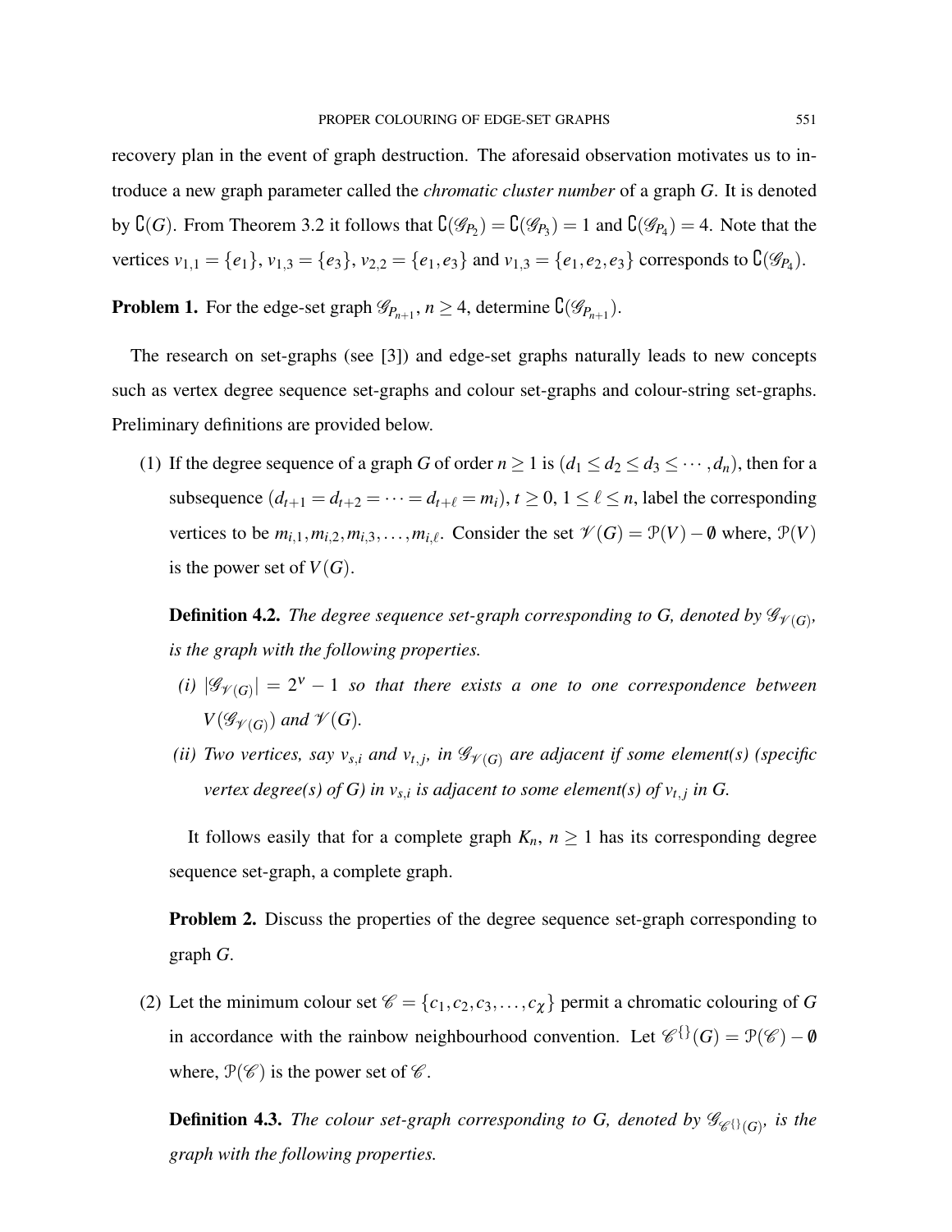recovery plan in the event of graph destruction. The aforesaid observation motivates us to introduce a new graph parameter called the *chromatic cluster number* of a graph $G$. It is denoted by $\complement(G)$. From Theorem 3.2 it follows that $\complement(\mathscr{G}_{P_2}) = \complement(\mathscr{G}_{P_3}) = 1$ and $\complement(\mathscr{G}_{P_4}) = 4$. Note that the vertices $v_{1,1} = \{e_1\}$, $v_{1,3} = \{e_3\}$, $v_{2,2} = \{e_1, e_3\}$ and $v_{1,3} = \{e_1, e_2, e_3\}$ corresponds to $\complement(\mathscr{G}_{P_4})$.

**Problem 1.** For the edge-set graph $\mathscr{G}_{P_{n+1}}$, $n \geq 4$, determine $\complement(\mathscr{G}_{P_{n+1}})$.

The research on set-graphs (see [3]) and edge-set graphs naturally leads to new concepts such as vertex degree sequence set-graphs and colour set-graphs and colour-string set-graphs. Preliminary definitions are provided below.

(1) If the degree sequence of a graph $G$ of order $n \geq 1$ is $(d_1 \leq d_2 \leq d_3 \leq \cdots, d_n)$, then for a subsequence $(d_{t+1} = d_{t+2} = \cdots = d_{t+\ell} = m_i)$, $t \geq 0$, $1 \leq \ell \leq n$, label the corresponding vertices to be $m_{i,1}, m_{i,2}, m_{i,3}, \ldots, m_{i,\ell}$. Consider the set $\mathscr{V}(G) = \mathcal{P}(V) - \emptyset$ where, $\mathcal{P}(V)$ is the power set of $V(G)$.

**Definition 4.2.** *The degree sequence set-graph corresponding to G, denoted by $\mathscr{G}_{\mathscr{V}(G)}$, is the graph with the following properties.*

*(i)* $|\mathscr{G}_{\mathscr{V}(G)}| = 2^{\nu} - 1$ *so that there exists a one to one correspondence between* $V(\mathscr{G}_{\mathscr{V}(G)})$ *and* $\mathscr{V}(G)$.

*(ii) Two vertices, say $v_{s,i}$ and $v_{t,j}$, in $\mathscr{G}_{\mathscr{V}(G)}$ are adjacent if some element(s) (specific vertex degree(s) of G) in $v_{s,i}$ is adjacent to some element(s) of $v_{t,j}$ in G.*

It follows easily that for a complete graph $K_n$, $n \geq 1$ has its corresponding degree sequence set-graph, a complete graph.

**Problem 2.** Discuss the properties of the degree sequence set-graph corresponding to graph $G$.

(2) Let the minimum colour set $\mathscr{C} = \{c_1, c_2, c_3, \ldots, c_\chi\}$ permit a chromatic colouring of $G$ in accordance with the rainbow neighbourhood convention. Let $\mathscr{C}^{\{\}}(G) = \mathcal{P}(\mathscr{C}) - \emptyset$ where, $\mathcal{P}(\mathscr{C})$ is the power set of $\mathscr{C}$.

**Definition 4.3.** *The colour set-graph corresponding to G, denoted by $\mathscr{G}_{\mathscr{C}^{\{\}}(G)}$, is the graph with the following properties.*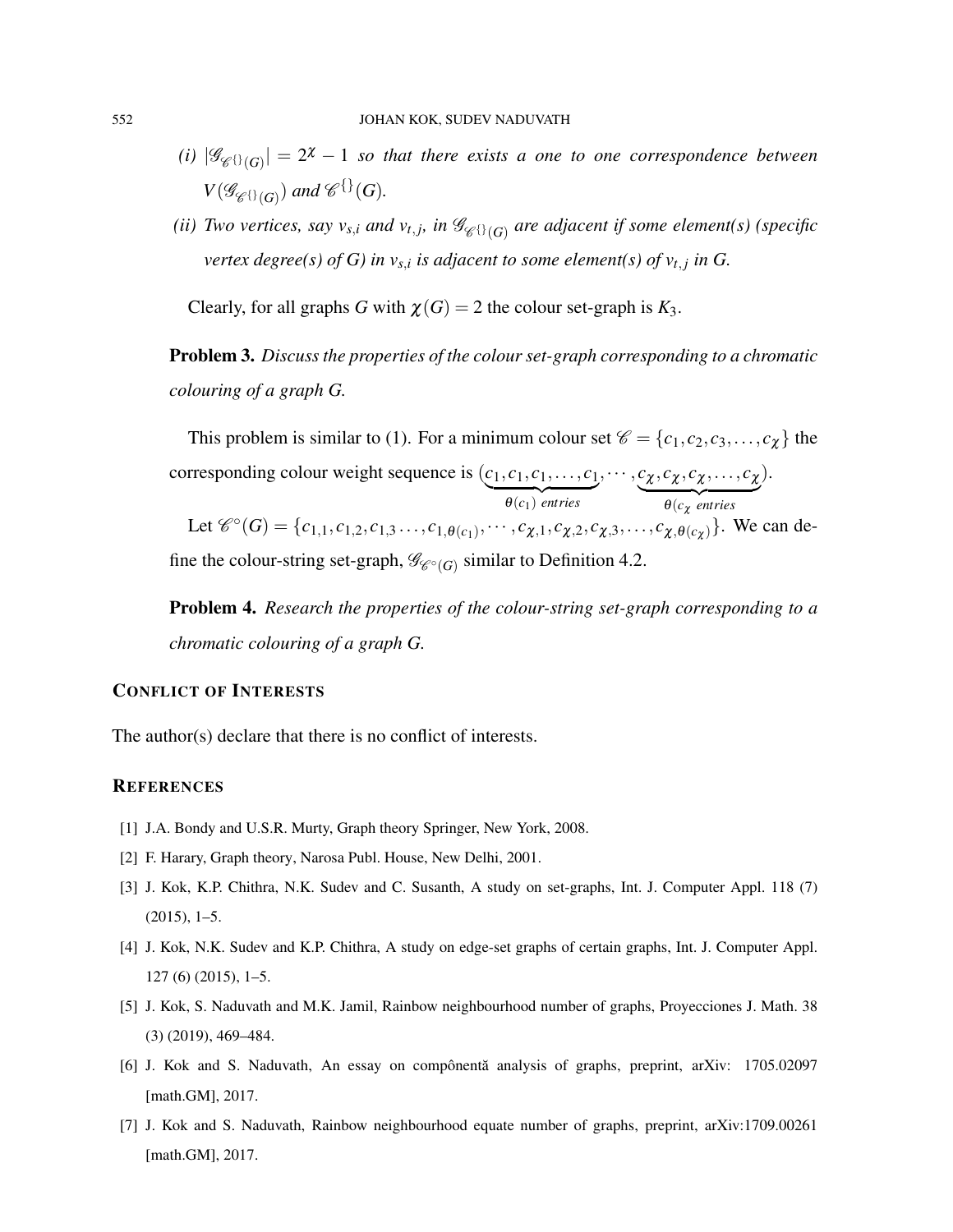*(i)* $|\mathscr{G}_{\mathscr{C}^{\{\}}(G)}| = 2^{\chi} - 1$ *so that there exists a one to one correspondence between* $V(\mathscr{G}_{\mathscr{C}^{\{\}}(G)})$ *and* $\mathscr{C}^{\{\}}(G)$.

*(ii) Two vertices, say* $v_{s,i}$ *and* $v_{t,j}$*, in* $\mathscr{G}_{\mathscr{C}^{\{\}}(G)}$ *are adjacent if some element(s) (specific vertex degree(s) of G) in* $v_{s,i}$ *is adjacent to some element(s) of* $v_{t,j}$ *in G.*

Clearly, for all graphs $G$ with $\chi(G) = 2$ the colour set-graph is $K_3$.

**Problem 3.** *Discuss the properties of the colour set-graph corresponding to a chromatic colouring of a graph G.*

This problem is similar to (1). For a minimum colour set $\mathscr{C} = \{c_1, c_2, c_3, \dots, c_\chi\}$ the corresponding colour weight sequence is $(\underbrace{c_1, c_1, c_1, \dots, c_1}_{\theta(c_1)\ entries}, \cdots, \underbrace{c_\chi, c_\chi, c_\chi, \dots, c_\chi}_{\theta(c_\chi\ entries})$.

Let $\mathscr{C}^{\circ}(G) = \{c_{1,1}, c_{1,2}, c_{1,3} \dots, c_{1,\theta(c_1)}, \cdots, c_{\chi,1}, c_{\chi,2}, c_{\chi,3}, \dots, c_{\chi,\theta(c_\chi)}\}$. We can define the colour-string set-graph, $\mathscr{G}_{\mathscr{C}^{\circ}(G)}$ similar to Definition 4.2.

**Problem 4.** *Research the properties of the colour-string set-graph corresponding to a chromatic colouring of a graph G.*

## Conflict of Interests

The author(s) declare that there is no conflict of interests.

## References

[1] J.A. Bondy and U.S.R. Murty, Graph theory Springer, New York, 2008.

[2] F. Harary, Graph theory, Narosa Publ. House, New Delhi, 2001.

[3] J. Kok, K.P. Chithra, N.K. Sudev and C. Susanth, A study on set-graphs, Int. J. Computer Appl. 118 (7) (2015), 1–5.

[4] J. Kok, N.K. Sudev and K.P. Chithra, A study on edge-set graphs of certain graphs, Int. J. Computer Appl. 127 (6) (2015), 1–5.

[5] J. Kok, S. Naduvath and M.K. Jamil, Rainbow neighbourhood number of graphs, Proyecciones J. Math. 38 (3) (2019), 469–484.

[6] J. Kok and S. Naduvath, An essay on compônentă analysis of graphs, preprint, arXiv: 1705.02097 [math.GM], 2017.

[7] J. Kok and S. Naduvath, Rainbow neighbourhood equate number of graphs, preprint, arXiv:1709.00261 [math.GM], 2017.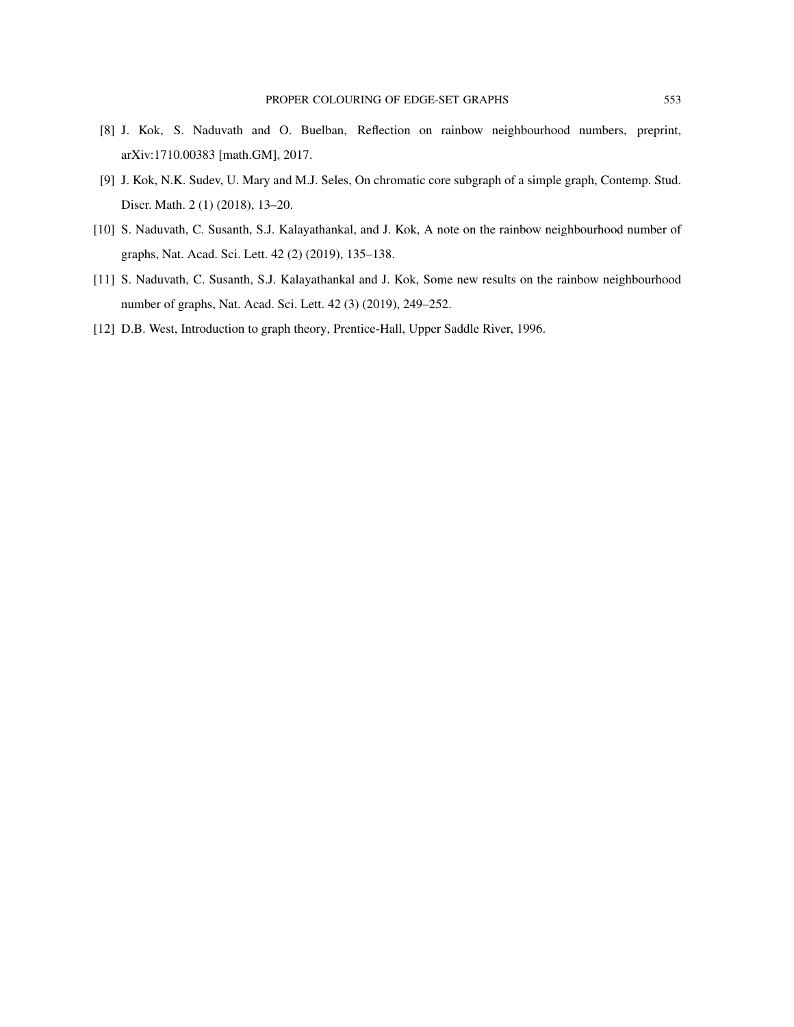[8] J. Kok, S. Naduvath and O. Buelban, Reflection on rainbow neighbourhood numbers, preprint, arXiv:1710.00383 [math.GM], 2017.

[9] J. Kok, N.K. Sudev, U. Mary and M.J. Seles, On chromatic core subgraph of a simple graph, Contemp. Stud. Discr. Math. 2 (1) (2018), 13–20.

[10] S. Naduvath, C. Susanth, S.J. Kalayathankal, and J. Kok, A note on the rainbow neighbourhood number of graphs, Nat. Acad. Sci. Lett. 42 (2) (2019), 135–138.

[11] S. Naduvath, C. Susanth, S.J. Kalayathankal and J. Kok, Some new results on the rainbow neighbourhood number of graphs, Nat. Acad. Sci. Lett. 42 (3) (2019), 249–252.

[12] D.B. West, Introduction to graph theory, Prentice-Hall, Upper Saddle River, 1996.